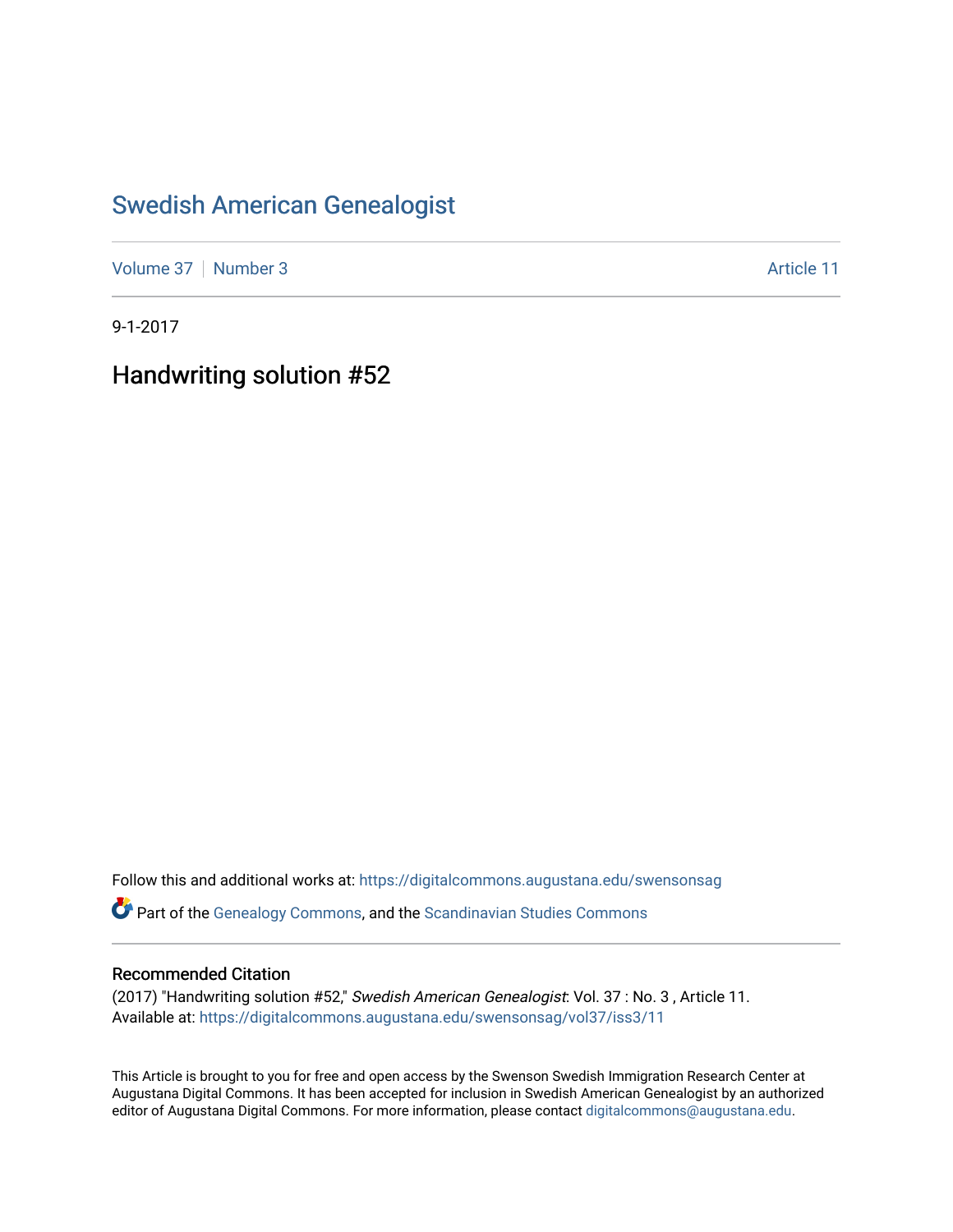# Swedish American Genealogist

Volume 37 | Number 3 | Article 11

9-1-2017

## Handwriting solution #52

Follow this and additional works at: https://digitalcommons.augustana.edu/swensonsag

Part of the Genealogy Commons, and the Scandinavian Studies Commons

### Recommended Citation

(2017) "Handwriting solution #52," *Swedish American Genealogist*: Vol. 37 : No. 3 , Article 11.
Available at: https://digitalcommons.augustana.edu/swensonsag/vol37/iss3/11

This Article is brought to you for free and open access by the Swenson Swedish Immigration Research Center at Augustana Digital Commons. It has been accepted for inclusion in Swedish American Genealogist by an authorized editor of Augustana Digital Commons. For more information, please contact digitalcommons@augustana.edu.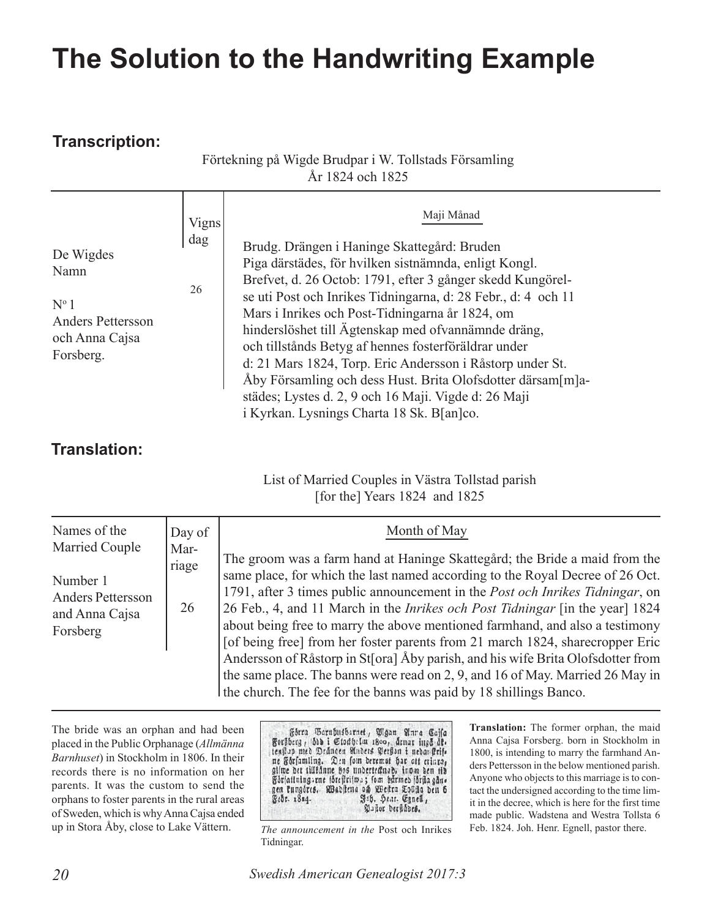# The Solution to the Handwriting Example

## Transcription:

Förtekning på Wigde Brudpar i W. Tollstads Församling
År 1824 och 1825

| De Wigdes Namn | Vigns dag | Maji Månad |
|---|---|---|
| Nº 1 Anders Pettersson och Anna Cajsa Forsberg. | 26 | Brudg. Drängen i Haninge Skattegård: Bruden Piga därstädes, för hvilken sistnämnda, enligt Kongl. Brefvet, d. 26 Octob: 1791, efter 3 gånger skedd Kungörelse uti Post och Inrikes Tidningarna, d: 28 Febr., d: 4 och 11 Mars i Inrikes och Post-Tidningarna år 1824, om hinderslöshet till Ägtenskap med ofvannämnde dräng, och tillstånds Betyg af hennes fosterföräldrar under d: 21 Mars 1824, Torp. Eric Andersson i Råstorp under St. Åby Församling och dess Hust. Brita Olofsdotter därsam[m]astädes; Lystes d. 2, 9 och 16 Maji. Vigde d: 26 Maji i Kyrkan. Lysnings Charta 18 Sk. B[an]co. |

## Translation:

List of Married Couples in Västra Tollstad parish
[for the] Years 1824 and 1825

| Names of the Married Couple | Day of Marriage | Month of May |
|---|---|---|
| Number 1 Anders Pettersson and Anna Cajsa Forsberg | 26 | The groom was a farm hand at Haninge Skattegård; the Bride a maid from the same place, for which the last named according to the Royal Decree of 26 Oct. 1791, after 3 times public announcement in the *Post och Inrikes Tidningar*, on 26 Feb., 4, and 11 March in the *Inrikes och Post Tidningar* [in the year] 1824 about being free to marry the above mentioned farmhand, and also a testimony [of being free] from her foster parents from 21 march 1824, sharecropper Eric Andersson of Råstorp in St[ora] Åby parish, and his wife Brita Olofsdotter from the same place. The banns were read on 2, 9, and 16 of May. Married 26 May in the church. The fee for the banns was paid by 18 shillings Banco. |

The bride was an orphan and had been placed in the Public Orphanage (*Allmänna Barnhuset*) in Stockholm in 1806. In their records there is no information on her parents. It was the custom to send the orphans to foster parents in the rural areas of Sweden, which is why Anna Cajsa ended up in Stora Åby, close to Lake Vättern.

Förra Barnhusbarnet, Pigan Anna Cajsa Forsberg, född i Stockholm 1800, ärnar ingå äktenskap med Drängen Anders Persson i nedanskrifne Församling. Den som deremot har att erinra, gifwe det tillkänna hos undertecknad, inom den tid Författningarne föreskrifwa; som härmed första gången kungöres. Wadstena och Westra Tollstad den 6 Febr. 1824. Joh. Henr. Egnell, Pastor derstädes.

*The announcement in the* Post och Inrikes Tidningar.

**Translation:** The former orphan, the maid Anna Cajsa Forsberg. born in Stockholm in 1800, is intending to marry the farmhand Anders Pettersson in the below mentioned parish. Anyone who objects to this marriage is to contact the undersigned according to the time limit in the decree, which is here for the first time made public. Wadstena and Westra Tollsta 6 Feb. 1824. Joh. Henr. Egnell, pastor there.